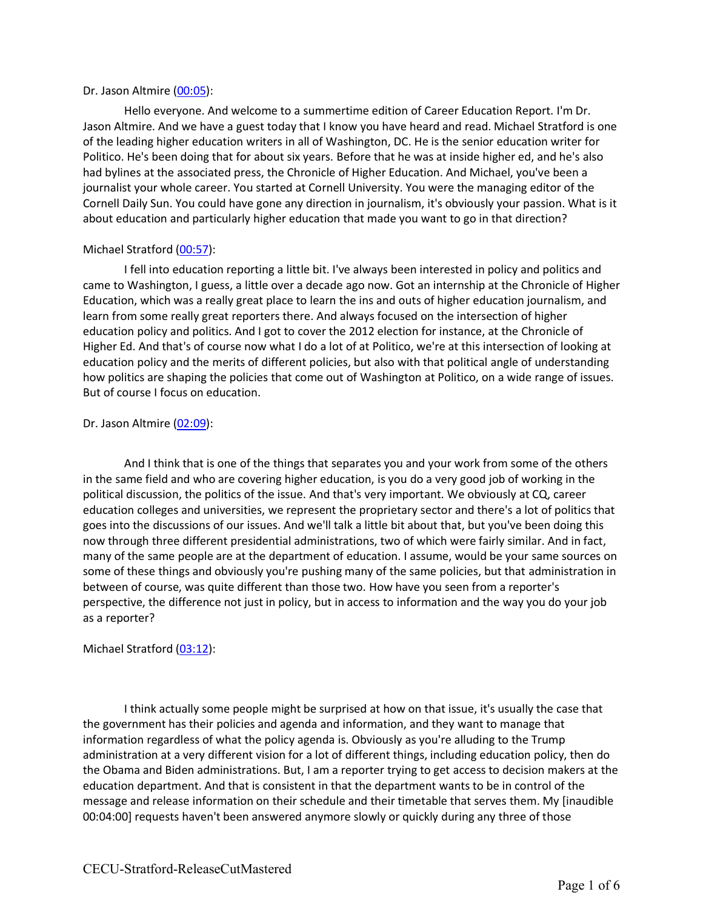Dr. Jason Altmire ([00:05](#)):

Hello everyone. And welcome to a summertime edition of Career Education Report. I'm Dr. Jason Altmire. And we have a guest today that I know you have heard and read. Michael Stratford is one of the leading higher education writers in all of Washington, DC. He is the senior education writer for Politico. He's been doing that for about six years. Before that he was at inside higher ed, and he's also had bylines at the associated press, the Chronicle of Higher Education. And Michael, you've been a journalist your whole career. You started at Cornell University. You were the managing editor of the Cornell Daily Sun. You could have gone any direction in journalism, it's obviously your passion. What is it about education and particularly higher education that made you want to go in that direction?

Michael Stratford ([00:57](#)):

I fell into education reporting a little bit. I've always been interested in policy and politics and came to Washington, I guess, a little over a decade ago now. Got an internship at the Chronicle of Higher Education, which was a really great place to learn the ins and outs of higher education journalism, and learn from some really great reporters there. And always focused on the intersection of higher education policy and politics. And I got to cover the 2012 election for instance, at the Chronicle of Higher Ed. And that's of course now what I do a lot of at Politico, we're at this intersection of looking at education policy and the merits of different policies, but also with that political angle of understanding how politics are shaping the policies that come out of Washington at Politico, on a wide range of issues. But of course I focus on education.

Dr. Jason Altmire ([02:09](#)):

And I think that is one of the things that separates you and your work from some of the others in the same field and who are covering higher education, is you do a very good job of working in the political discussion, the politics of the issue. And that's very important. We obviously at CQ, career education colleges and universities, we represent the proprietary sector and there's a lot of politics that goes into the discussions of our issues. And we'll talk a little bit about that, but you've been doing this now through three different presidential administrations, two of which were fairly similar. And in fact, many of the same people are at the department of education. I assume, would be your same sources on some of these things and obviously you're pushing many of the same policies, but that administration in between of course, was quite different than those two. How have you seen from a reporter's perspective, the difference not just in policy, but in access to information and the way you do your job as a reporter?

Michael Stratford ([03:12](#)):

I think actually some people might be surprised at how on that issue, it's usually the case that the government has their policies and agenda and information, and they want to manage that information regardless of what the policy agenda is. Obviously as you're alluding to the Trump administration at a very different vision for a lot of different things, including education policy, then do the Obama and Biden administrations. But, I am a reporter trying to get access to decision makers at the education department. And that is consistent in that the department wants to be in control of the message and release information on their schedule and their timetable that serves them. My [inaudible 00:04:00] requests haven't been answered anymore slowly or quickly during any three of those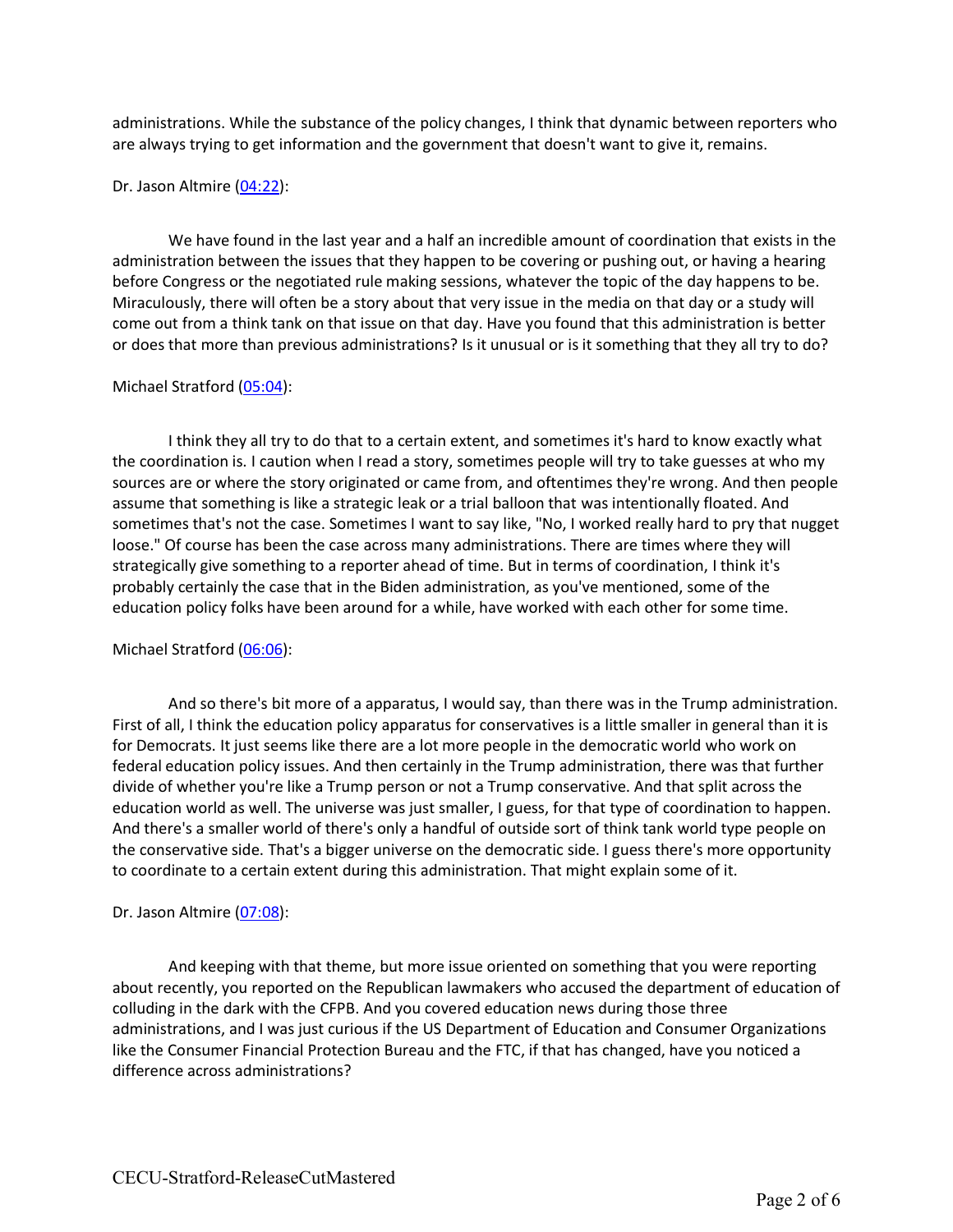administrations. While the substance of the policy changes, I think that dynamic between reporters who are always trying to get information and the government that doesn't want to give it, remains.

Dr. Jason Altmire ([04:22](#)):

We have found in the last year and a half an incredible amount of coordination that exists in the administration between the issues that they happen to be covering or pushing out, or having a hearing before Congress or the negotiated rule making sessions, whatever the topic of the day happens to be. Miraculously, there will often be a story about that very issue in the media on that day or a study will come out from a think tank on that issue on that day. Have you found that this administration is better or does that more than previous administrations? Is it unusual or is it something that they all try to do?

Michael Stratford ([05:04](#)):

I think they all try to do that to a certain extent, and sometimes it's hard to know exactly what the coordination is. I caution when I read a story, sometimes people will try to take guesses at who my sources are or where the story originated or came from, and oftentimes they're wrong. And then people assume that something is like a strategic leak or a trial balloon that was intentionally floated. And sometimes that's not the case. Sometimes I want to say like, "No, I worked really hard to pry that nugget loose." Of course has been the case across many administrations. There are times where they will strategically give something to a reporter ahead of time. But in terms of coordination, I think it's probably certainly the case that in the Biden administration, as you've mentioned, some of the education policy folks have been around for a while, have worked with each other for some time.

Michael Stratford ([06:06](#)):

And so there's bit more of a apparatus, I would say, than there was in the Trump administration. First of all, I think the education policy apparatus for conservatives is a little smaller in general than it is for Democrats. It just seems like there are a lot more people in the democratic world who work on federal education policy issues. And then certainly in the Trump administration, there was that further divide of whether you're like a Trump person or not a Trump conservative. And that split across the education world as well. The universe was just smaller, I guess, for that type of coordination to happen. And there's a smaller world of there's only a handful of outside sort of think tank world type people on the conservative side. That's a bigger universe on the democratic side. I guess there's more opportunity to coordinate to a certain extent during this administration. That might explain some of it.

Dr. Jason Altmire ([07:08](#)):

And keeping with that theme, but more issue oriented on something that you were reporting about recently, you reported on the Republican lawmakers who accused the department of education of colluding in the dark with the CFPB. And you covered education news during those three administrations, and I was just curious if the US Department of Education and Consumer Organizations like the Consumer Financial Protection Bureau and the FTC, if that has changed, have you noticed a difference across administrations?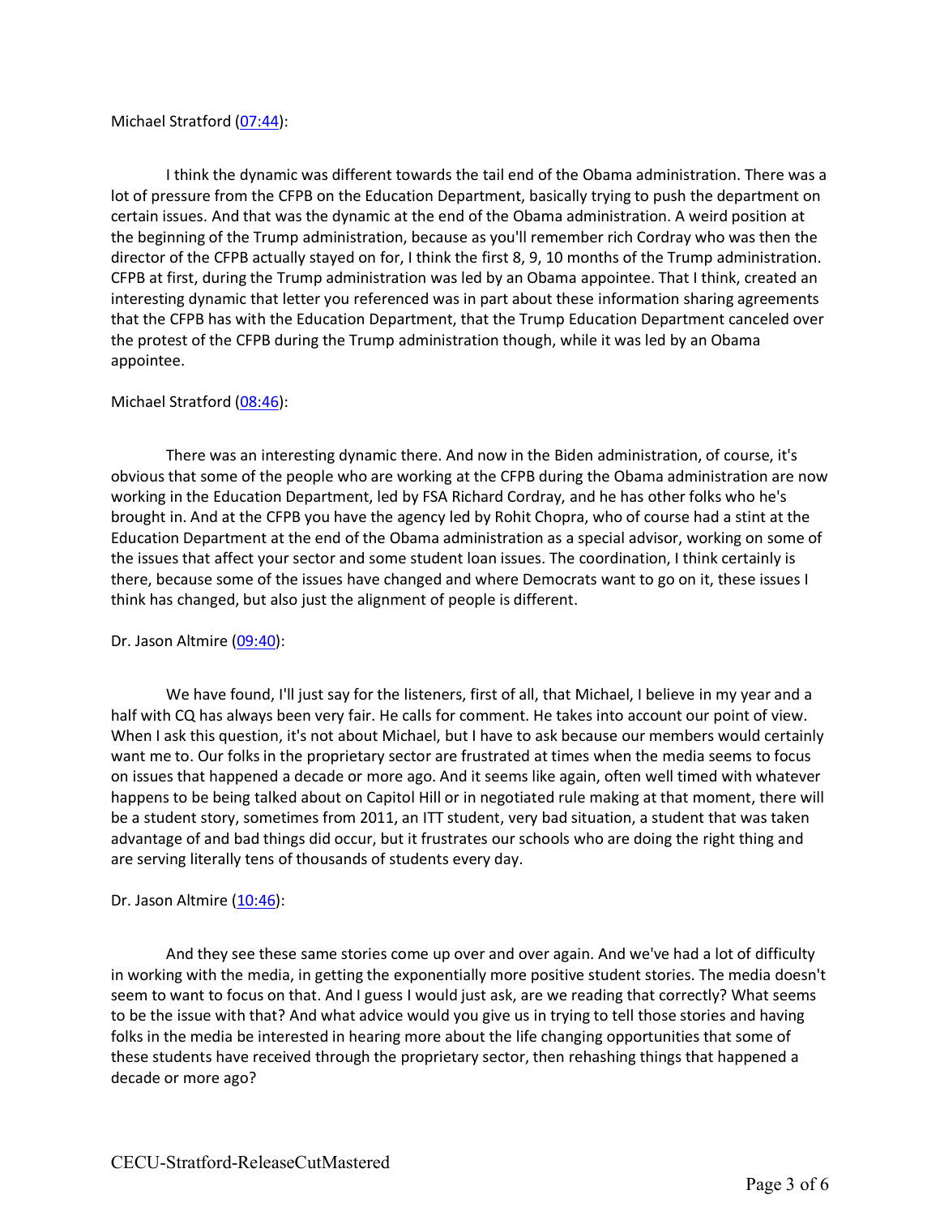Michael Stratford (07:44):

I think the dynamic was different towards the tail end of the Obama administration. There was a lot of pressure from the CFPB on the Education Department, basically trying to push the department on certain issues. And that was the dynamic at the end of the Obama administration. A weird position at the beginning of the Trump administration, because as you'll remember rich Cordray who was then the director of the CFPB actually stayed on for, I think the first 8, 9, 10 months of the Trump administration. CFPB at first, during the Trump administration was led by an Obama appointee. That I think, created an interesting dynamic that letter you referenced was in part about these information sharing agreements that the CFPB has with the Education Department, that the Trump Education Department canceled over the protest of the CFPB during the Trump administration though, while it was led by an Obama appointee.

Michael Stratford (08:46):

There was an interesting dynamic there. And now in the Biden administration, of course, it's obvious that some of the people who are working at the CFPB during the Obama administration are now working in the Education Department, led by FSA Richard Cordray, and he has other folks who he's brought in. And at the CFPB you have the agency led by Rohit Chopra, who of course had a stint at the Education Department at the end of the Obama administration as a special advisor, working on some of the issues that affect your sector and some student loan issues. The coordination, I think certainly is there, because some of the issues have changed and where Democrats want to go on it, these issues I think has changed, but also just the alignment of people is different.

Dr. Jason Altmire (09:40):

We have found, I'll just say for the listeners, first of all, that Michael, I believe in my year and a half with CQ has always been very fair. He calls for comment. He takes into account our point of view. When I ask this question, it's not about Michael, but I have to ask because our members would certainly want me to. Our folks in the proprietary sector are frustrated at times when the media seems to focus on issues that happened a decade or more ago. And it seems like again, often well timed with whatever happens to be being talked about on Capitol Hill or in negotiated rule making at that moment, there will be a student story, sometimes from 2011, an ITT student, very bad situation, a student that was taken advantage of and bad things did occur, but it frustrates our schools who are doing the right thing and are serving literally tens of thousands of students every day.

Dr. Jason Altmire (10:46):

And they see these same stories come up over and over again. And we've had a lot of difficulty in working with the media, in getting the exponentially more positive student stories. The media doesn't seem to want to focus on that. And I guess I would just ask, are we reading that correctly? What seems to be the issue with that? And what advice would you give us in trying to tell those stories and having folks in the media be interested in hearing more about the life changing opportunities that some of these students have received through the proprietary sector, then rehashing things that happened a decade or more ago?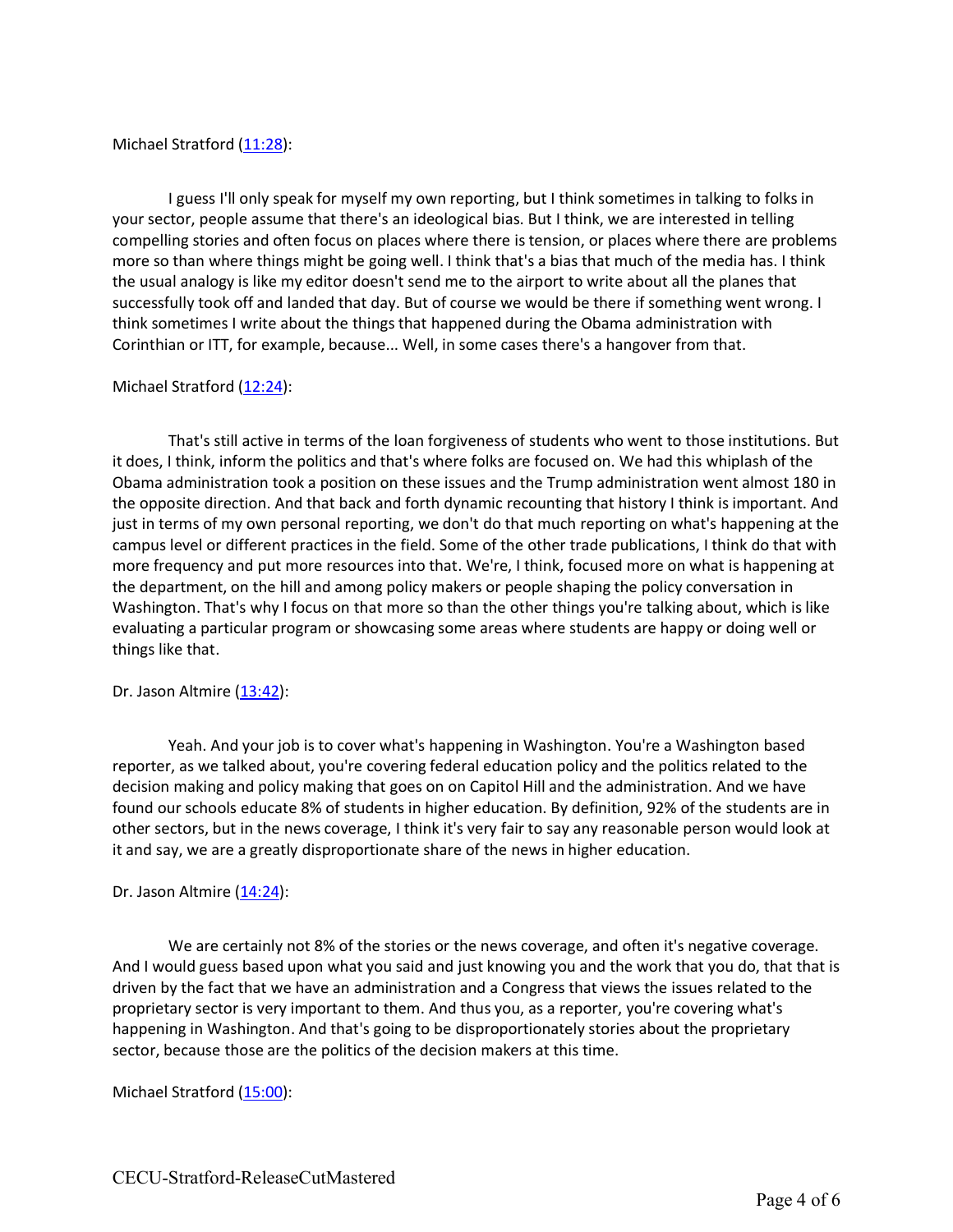Michael Stratford ([11:28](#)):

I guess I'll only speak for myself my own reporting, but I think sometimes in talking to folks in your sector, people assume that there's an ideological bias. But I think, we are interested in telling compelling stories and often focus on places where there is tension, or places where there are problems more so than where things might be going well. I think that's a bias that much of the media has. I think the usual analogy is like my editor doesn't send me to the airport to write about all the planes that successfully took off and landed that day. But of course we would be there if something went wrong. I think sometimes I write about the things that happened during the Obama administration with Corinthian or ITT, for example, because... Well, in some cases there's a hangover from that.

Michael Stratford ([12:24](#)):

That's still active in terms of the loan forgiveness of students who went to those institutions. But it does, I think, inform the politics and that's where folks are focused on. We had this whiplash of the Obama administration took a position on these issues and the Trump administration went almost 180 in the opposite direction. And that back and forth dynamic recounting that history I think is important. And just in terms of my own personal reporting, we don't do that much reporting on what's happening at the campus level or different practices in the field. Some of the other trade publications, I think do that with more frequency and put more resources into that. We're, I think, focused more on what is happening at the department, on the hill and among policy makers or people shaping the policy conversation in Washington. That's why I focus on that more so than the other things you're talking about, which is like evaluating a particular program or showcasing some areas where students are happy or doing well or things like that.

Dr. Jason Altmire ([13:42](#)):

Yeah. And your job is to cover what's happening in Washington. You're a Washington based reporter, as we talked about, you're covering federal education policy and the politics related to the decision making and policy making that goes on on Capitol Hill and the administration. And we have found our schools educate 8% of students in higher education. By definition, 92% of the students are in other sectors, but in the news coverage, I think it's very fair to say any reasonable person would look at it and say, we are a greatly disproportionate share of the news in higher education.

Dr. Jason Altmire ([14:24](#)):

We are certainly not 8% of the stories or the news coverage, and often it's negative coverage. And I would guess based upon what you said and just knowing you and the work that you do, that that is driven by the fact that we have an administration and a Congress that views the issues related to the proprietary sector is very important to them. And thus you, as a reporter, you're covering what's happening in Washington. And that's going to be disproportionately stories about the proprietary sector, because those are the politics of the decision makers at this time.

Michael Stratford ([15:00](#)):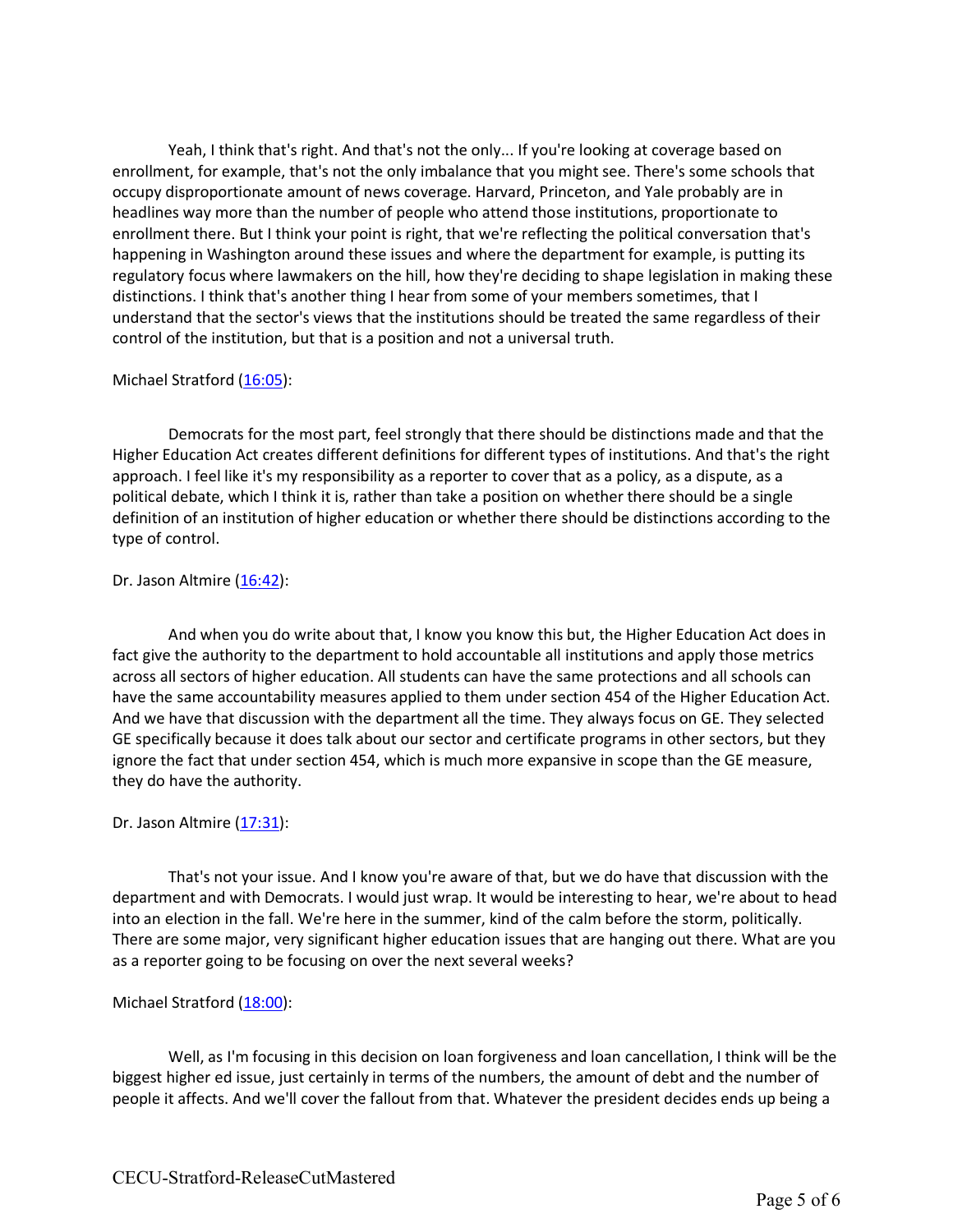Yeah, I think that's right. And that's not the only... If you're looking at coverage based on enrollment, for example, that's not the only imbalance that you might see. There's some schools that occupy disproportionate amount of news coverage. Harvard, Princeton, and Yale probably are in headlines way more than the number of people who attend those institutions, proportionate to enrollment there. But I think your point is right, that we're reflecting the political conversation that's happening in Washington around these issues and where the department for example, is putting its regulatory focus where lawmakers on the hill, how they're deciding to shape legislation in making these distinctions. I think that's another thing I hear from some of your members sometimes, that I understand that the sector's views that the institutions should be treated the same regardless of their control of the institution, but that is a position and not a universal truth.

Michael Stratford ([16:05]):

Democrats for the most part, feel strongly that there should be distinctions made and that the Higher Education Act creates different definitions for different types of institutions. And that's the right approach. I feel like it's my responsibility as a reporter to cover that as a policy, as a dispute, as a political debate, which I think it is, rather than take a position on whether there should be a single definition of an institution of higher education or whether there should be distinctions according to the type of control.

Dr. Jason Altmire ([16:42]):

And when you do write about that, I know you know this but, the Higher Education Act does in fact give the authority to the department to hold accountable all institutions and apply those metrics across all sectors of higher education. All students can have the same protections and all schools can have the same accountability measures applied to them under section 454 of the Higher Education Act. And we have that discussion with the department all the time. They always focus on GE. They selected GE specifically because it does talk about our sector and certificate programs in other sectors, but they ignore the fact that under section 454, which is much more expansive in scope than the GE measure, they do have the authority.

Dr. Jason Altmire ([17:31]):

That's not your issue. And I know you're aware of that, but we do have that discussion with the department and with Democrats. I would just wrap. It would be interesting to hear, we're about to head into an election in the fall. We're here in the summer, kind of the calm before the storm, politically. There are some major, very significant higher education issues that are hanging out there. What are you as a reporter going to be focusing on over the next several weeks?

Michael Stratford ([18:00]):

Well, as I'm focusing in this decision on loan forgiveness and loan cancellation, I think will be the biggest higher ed issue, just certainly in terms of the numbers, the amount of debt and the number of people it affects. And we'll cover the fallout from that. Whatever the president decides ends up being a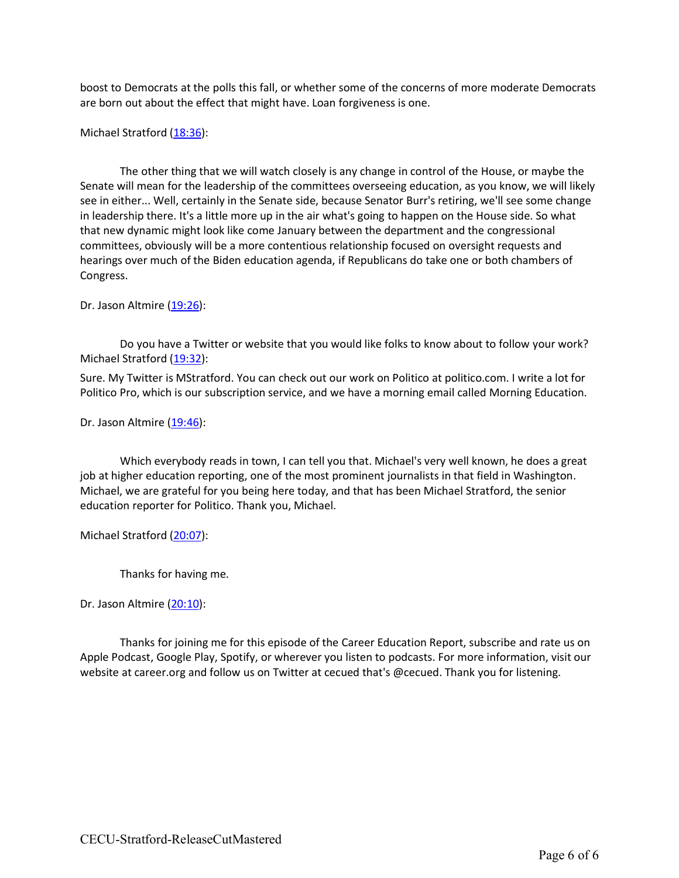boost to Democrats at the polls this fall, or whether some of the concerns of more moderate Democrats are born out about the effect that might have. Loan forgiveness is one.

Michael Stratford ([18:36]):

The other thing that we will watch closely is any change in control of the House, or maybe the Senate will mean for the leadership of the committees overseeing education, as you know, we will likely see in either... Well, certainly in the Senate side, because Senator Burr's retiring, we'll see some change in leadership there. It's a little more up in the air what's going to happen on the House side. So what that new dynamic might look like come January between the department and the congressional committees, obviously will be a more contentious relationship focused on oversight requests and hearings over much of the Biden education agenda, if Republicans do take one or both chambers of Congress.

Dr. Jason Altmire ([19:26]):

Do you have a Twitter or website that you would like folks to know about to follow your work?

Michael Stratford ([19:32]):

Sure. My Twitter is MStratford. You can check out our work on Politico at politico.com. I write a lot for Politico Pro, which is our subscription service, and we have a morning email called Morning Education.

Dr. Jason Altmire ([19:46]):

Which everybody reads in town, I can tell you that. Michael's very well known, he does a great job at higher education reporting, one of the most prominent journalists in that field in Washington. Michael, we are grateful for you being here today, and that has been Michael Stratford, the senior education reporter for Politico. Thank you, Michael.

Michael Stratford ([20:07]):

Thanks for having me.

Dr. Jason Altmire ([20:10]):

Thanks for joining me for this episode of the Career Education Report, subscribe and rate us on Apple Podcast, Google Play, Spotify, or wherever you listen to podcasts. For more information, visit our website at career.org and follow us on Twitter at cecued that's @cecued. Thank you for listening.